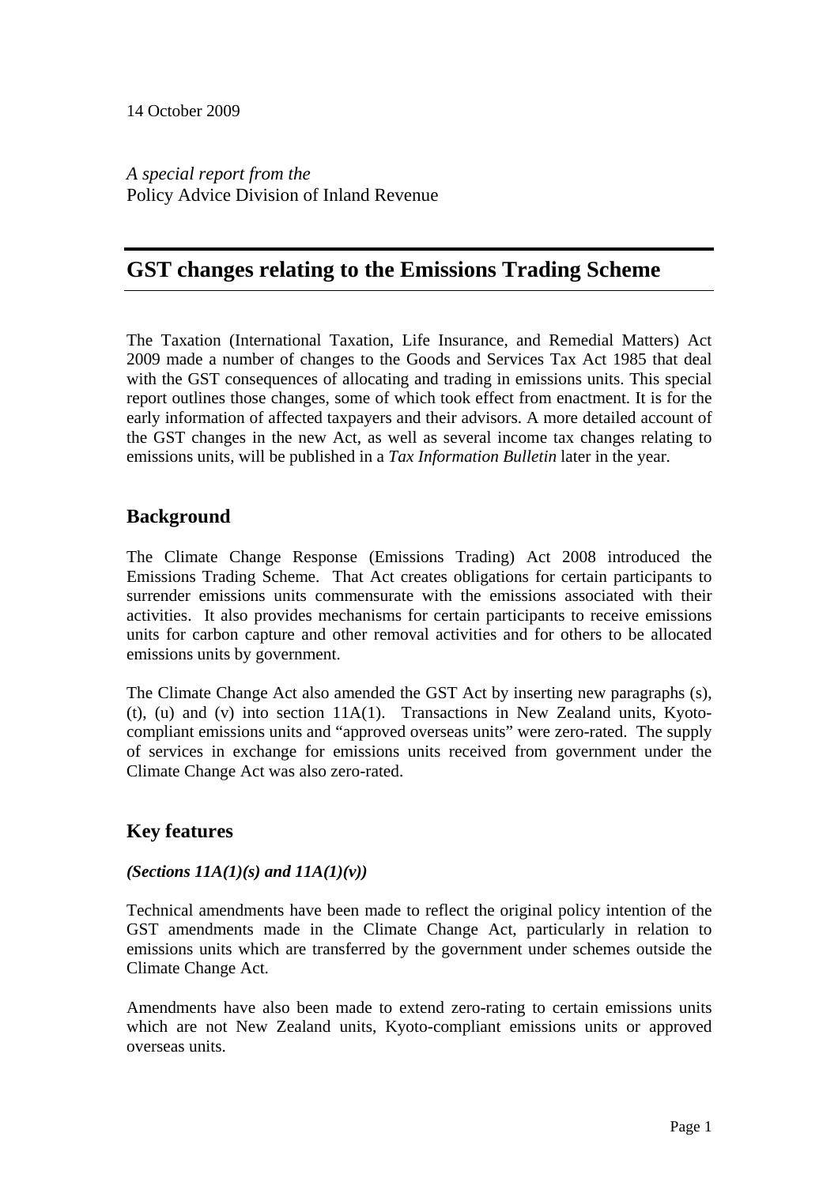14 October 2009

*A special report from the*
Policy Advice Division of Inland Revenue

# GST changes relating to the Emissions Trading Scheme

The Taxation (International Taxation, Life Insurance, and Remedial Matters) Act 2009 made a number of changes to the Goods and Services Tax Act 1985 that deal with the GST consequences of allocating and trading in emissions units. This special report outlines those changes, some of which took effect from enactment. It is for the early information of affected taxpayers and their advisors. A more detailed account of the GST changes in the new Act, as well as several income tax changes relating to emissions units, will be published in a *Tax Information Bulletin* later in the year.

## Background

The Climate Change Response (Emissions Trading) Act 2008 introduced the Emissions Trading Scheme. That Act creates obligations for certain participants to surrender emissions units commensurate with the emissions associated with their activities. It also provides mechanisms for certain participants to receive emissions units for carbon capture and other removal activities and for others to be allocated emissions units by government.

The Climate Change Act also amended the GST Act by inserting new paragraphs (s), (t), (u) and (v) into section 11A(1). Transactions in New Zealand units, Kyoto-compliant emissions units and "approved overseas units" were zero-rated. The supply of services in exchange for emissions units received from government under the Climate Change Act was also zero-rated.

## Key features

***(Sections 11A(1)(s) and 11A(1)(v))***

Technical amendments have been made to reflect the original policy intention of the GST amendments made in the Climate Change Act, particularly in relation to emissions units which are transferred by the government under schemes outside the Climate Change Act.

Amendments have also been made to extend zero-rating to certain emissions units which are not New Zealand units, Kyoto-compliant emissions units or approved overseas units.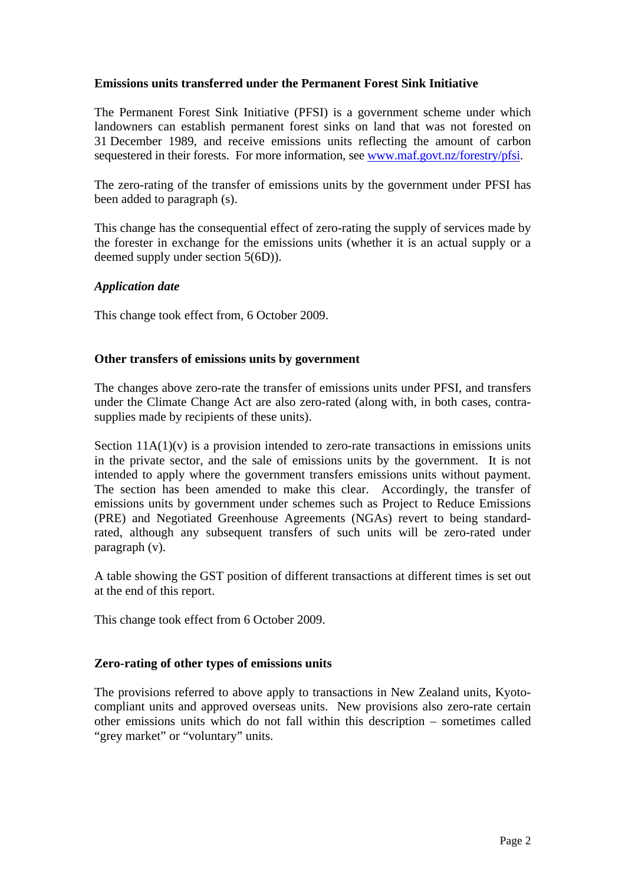### Emissions units transferred under the Permanent Forest Sink Initiative

The Permanent Forest Sink Initiative (PFSI) is a government scheme under which landowners can establish permanent forest sinks on land that was not forested on 31 December 1989, and receive emissions units reflecting the amount of carbon sequestered in their forests. For more information, see www.maf.govt.nz/forestry/pfsi.

The zero-rating of the transfer of emissions units by the government under PFSI has been added to paragraph (s).

This change has the consequential effect of zero-rating the supply of services made by the forester in exchange for the emissions units (whether it is an actual supply or a deemed supply under section 5(6D)).

#### *Application date*

This change took effect from, 6 October 2009.

### Other transfers of emissions units by government

The changes above zero-rate the transfer of emissions units under PFSI, and transfers under the Climate Change Act are also zero-rated (along with, in both cases, contra-supplies made by recipients of these units).

Section 11A(1)(v) is a provision intended to zero-rate transactions in emissions units in the private sector, and the sale of emissions units by the government. It is not intended to apply where the government transfers emissions units without payment. The section has been amended to make this clear. Accordingly, the transfer of emissions units by government under schemes such as Project to Reduce Emissions (PRE) and Negotiated Greenhouse Agreements (NGAs) revert to being standard-rated, although any subsequent transfers of such units will be zero-rated under paragraph (v).

A table showing the GST position of different transactions at different times is set out at the end of this report.

This change took effect from 6 October 2009.

### Zero-rating of other types of emissions units

The provisions referred to above apply to transactions in New Zealand units, Kyoto-compliant units and approved overseas units. New provisions also zero-rate certain other emissions units which do not fall within this description – sometimes called "grey market" or "voluntary" units.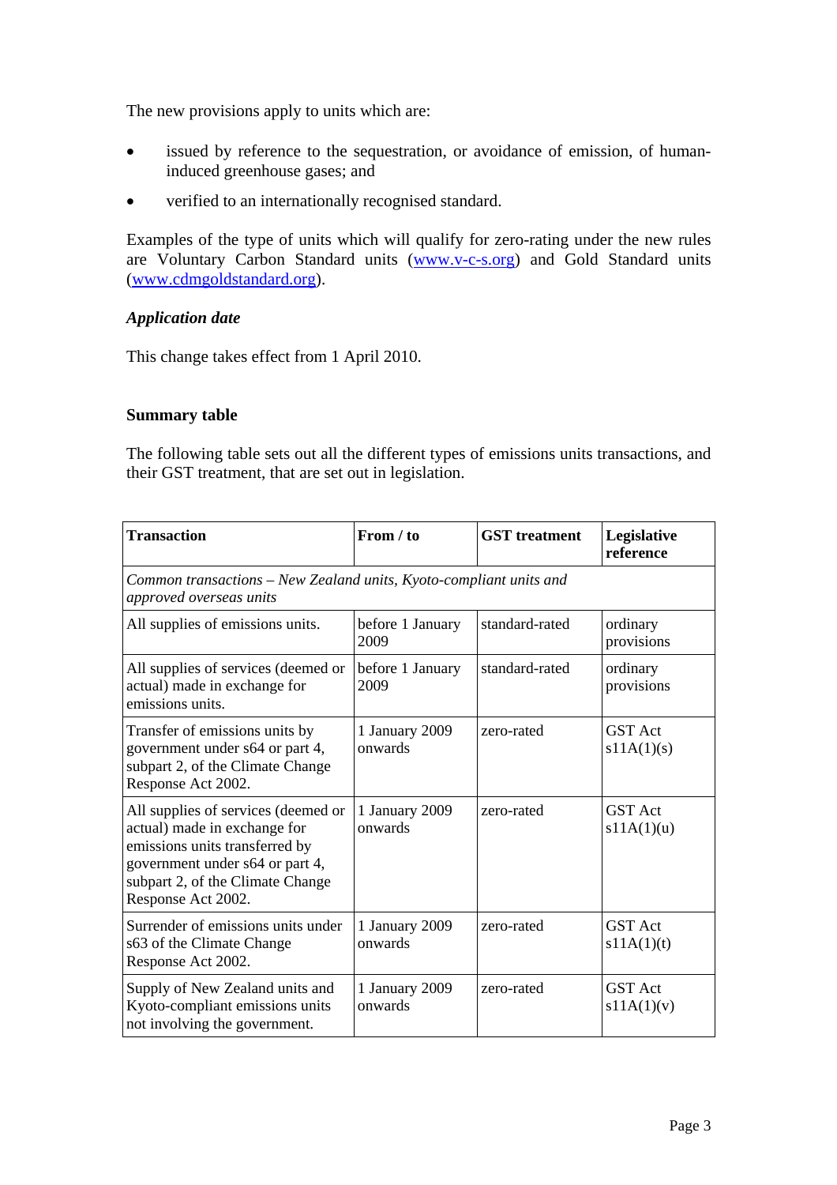The new provisions apply to units which are:

- issued by reference to the sequestration, or avoidance of emission, of human-induced greenhouse gases; and
- verified to an internationally recognised standard.

Examples of the type of units which will qualify for zero-rating under the new rules are Voluntary Carbon Standard units (www.v-c-s.org) and Gold Standard units (www.cdmgoldstandard.org).

### *Application date*

This change takes effect from 1 April 2010.

### Summary table

The following table sets out all the different types of emissions units transactions, and their GST treatment, that are set out in legislation.

| Transaction | From / to | GST treatment | Legislative reference |
|---|---|---|---|
| *Common transactions – New Zealand units, Kyoto-compliant units and approved overseas units* | | | |
| All supplies of emissions units. | before 1 January 2009 | standard-rated | ordinary provisions |
| All supplies of services (deemed or actual) made in exchange for emissions units. | before 1 January 2009 | standard-rated | ordinary provisions |
| Transfer of emissions units by government under s64 or part 4, subpart 2, of the Climate Change Response Act 2002. | 1 January 2009 onwards | zero-rated | GST Act s11A(1)(s) |
| All supplies of services (deemed or actual) made in exchange for emissions units transferred by government under s64 or part 4, subpart 2, of the Climate Change Response Act 2002. | 1 January 2009 onwards | zero-rated | GST Act s11A(1)(u) |
| Surrender of emissions units under s63 of the Climate Change Response Act 2002. | 1 January 2009 onwards | zero-rated | GST Act s11A(1)(t) |
| Supply of New Zealand units and Kyoto-compliant emissions units not involving the government. | 1 January 2009 onwards | zero-rated | GST Act s11A(1)(v) |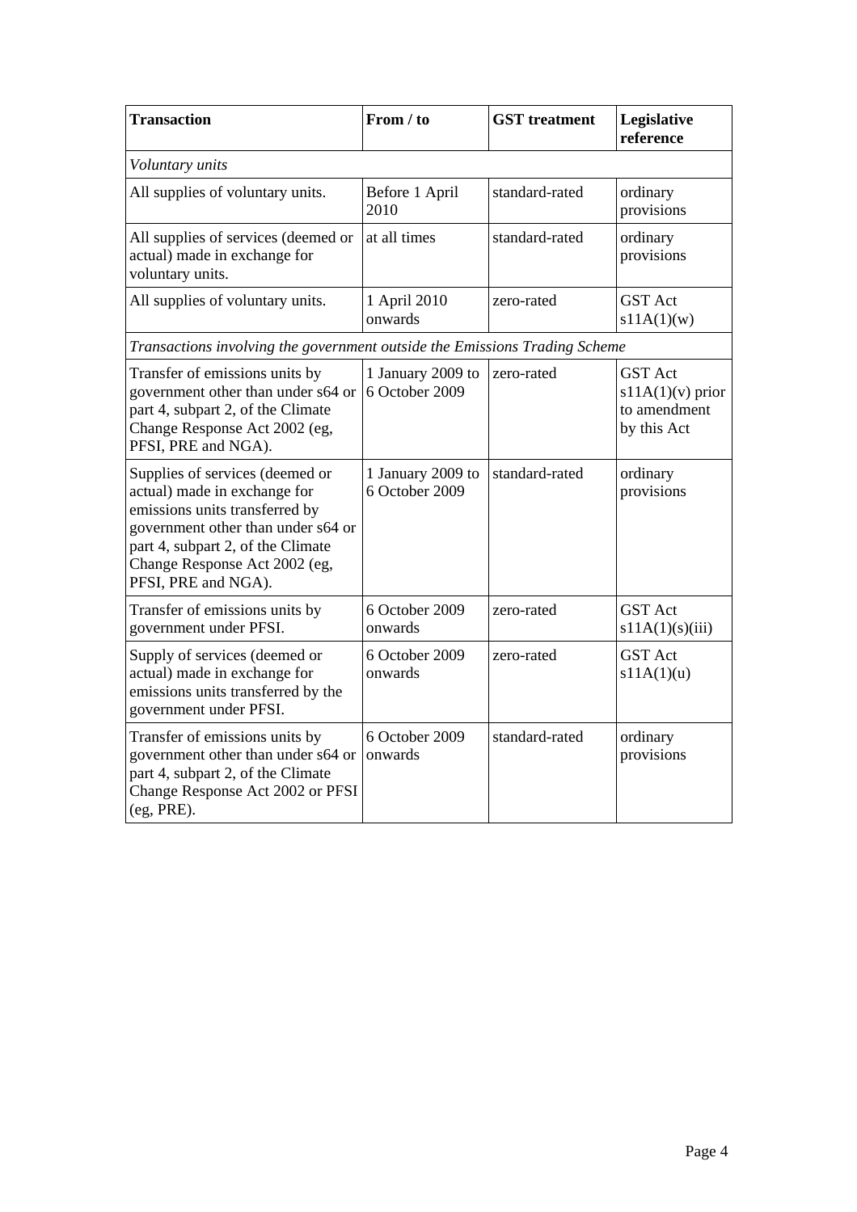| Transaction | From / to | GST treatment | Legislative reference |
|---|---|---|---|
| *Voluntary units* | | | |
| All supplies of voluntary units. | Before 1 April 2010 | standard-rated | ordinary provisions |
| All supplies of services (deemed or actual) made in exchange for voluntary units. | at all times | standard-rated | ordinary provisions |
| All supplies of voluntary units. | 1 April 2010 onwards | zero-rated | GST Act s11A(1)(w) |
| *Transactions involving the government outside the Emissions Trading Scheme* | | | |
| Transfer of emissions units by government other than under s64 or part 4, subpart 2, of the Climate Change Response Act 2002 (eg, PFSI, PRE and NGA). | 1 January 2009 to 6 October 2009 | zero-rated | GST Act s11A(1)(v) prior to amendment by this Act |
| Supplies of services (deemed or actual) made in exchange for emissions units transferred by government other than under s64 or part 4, subpart 2, of the Climate Change Response Act 2002 (eg, PFSI, PRE and NGA). | 1 January 2009 to 6 October 2009 | standard-rated | ordinary provisions |
| Transfer of emissions units by government under PFSI. | 6 October 2009 onwards | zero-rated | GST Act s11A(1)(s)(iii) |
| Supply of services (deemed or actual) made in exchange for emissions units transferred by the government under PFSI. | 6 October 2009 onwards | zero-rated | GST Act s11A(1)(u) |
| Transfer of emissions units by government other than under s64 or part 4, subpart 2, of the Climate Change Response Act 2002 or PFSI (eg, PRE). | 6 October 2009 onwards | standard-rated | ordinary provisions |